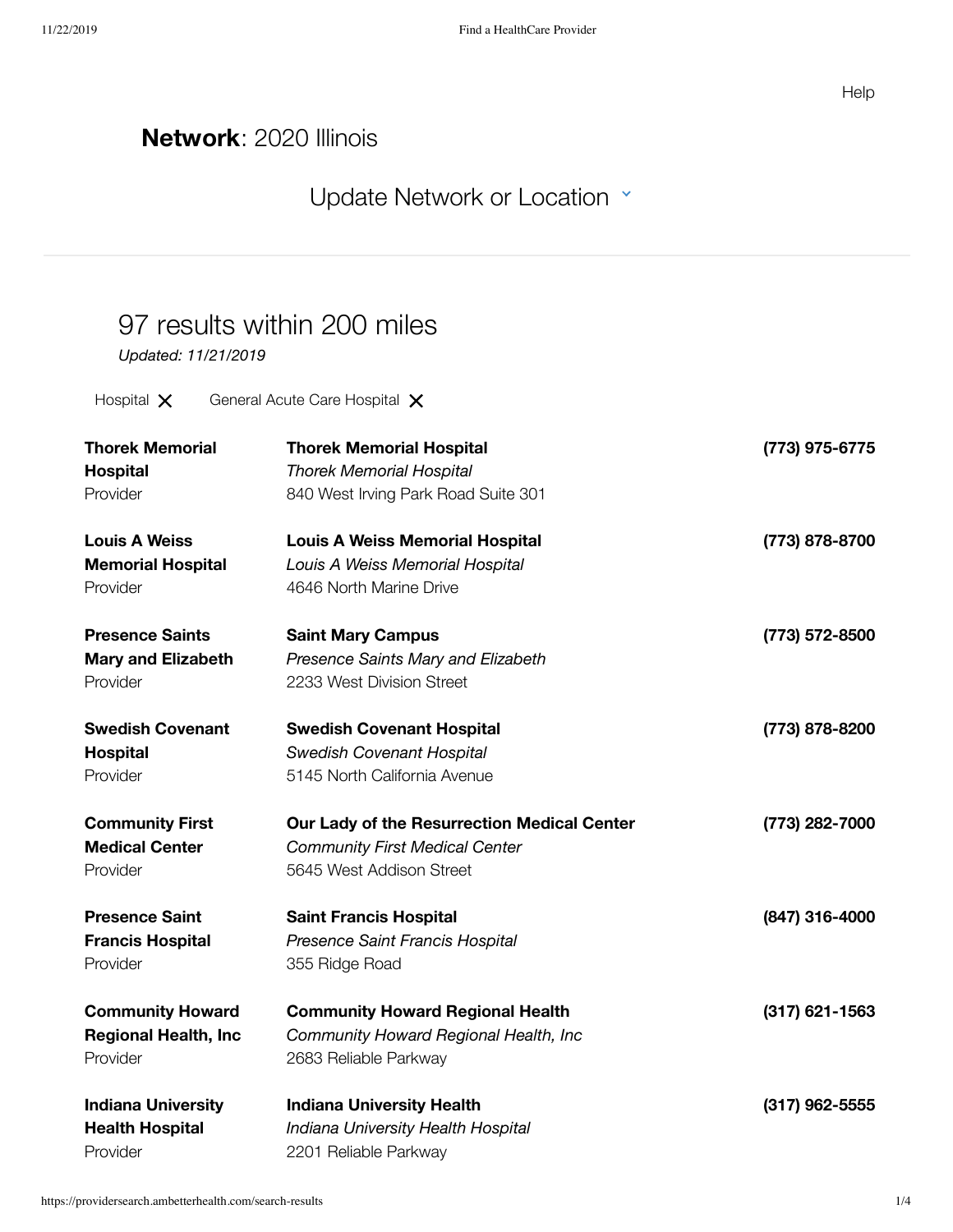Help

**Network**: 2020 Illinois

Update Network or Location

## 97 results within 200 miles

*Updated: 11/21/2019*

Hospital ✕ General Acute Care Hospital ✕

| | | |
|---|---|---|
| **Thorek Memorial Hospital**<br>Provider | **Thorek Memorial Hospital**<br>*Thorek Memorial Hospital*<br>840 West Irving Park Road Suite 301 | **(773) 975-6775** |
| **Louis A Weiss Memorial Hospital**<br>Provider | **Louis A Weiss Memorial Hospital**<br>*Louis A Weiss Memorial Hospital*<br>4646 North Marine Drive | **(773) 878-8700** |
| **Presence Saints Mary and Elizabeth**<br>Provider | **Saint Mary Campus**<br>*Presence Saints Mary and Elizabeth*<br>2233 West Division Street | **(773) 572-8500** |
| **Swedish Covenant Hospital**<br>Provider | **Swedish Covenant Hospital**<br>*Swedish Covenant Hospital*<br>5145 North California Avenue | **(773) 878-8200** |
| **Community First Medical Center**<br>Provider | **Our Lady of the Resurrection Medical Center**<br>*Community First Medical Center*<br>5645 West Addison Street | **(773) 282-7000** |
| **Presence Saint Francis Hospital**<br>Provider | **Saint Francis Hospital**<br>*Presence Saint Francis Hospital*<br>355 Ridge Road | **(847) 316-4000** |
| **Community Howard Regional Health, Inc**<br>Provider | **Community Howard Regional Health**<br>*Community Howard Regional Health, Inc*<br>2683 Reliable Parkway | **(317) 621-1563** |
| **Indiana University Health Hospital**<br>Provider | **Indiana University Health**<br>*Indiana University Health Hospital*<br>2201 Reliable Parkway | **(317) 962-5555** |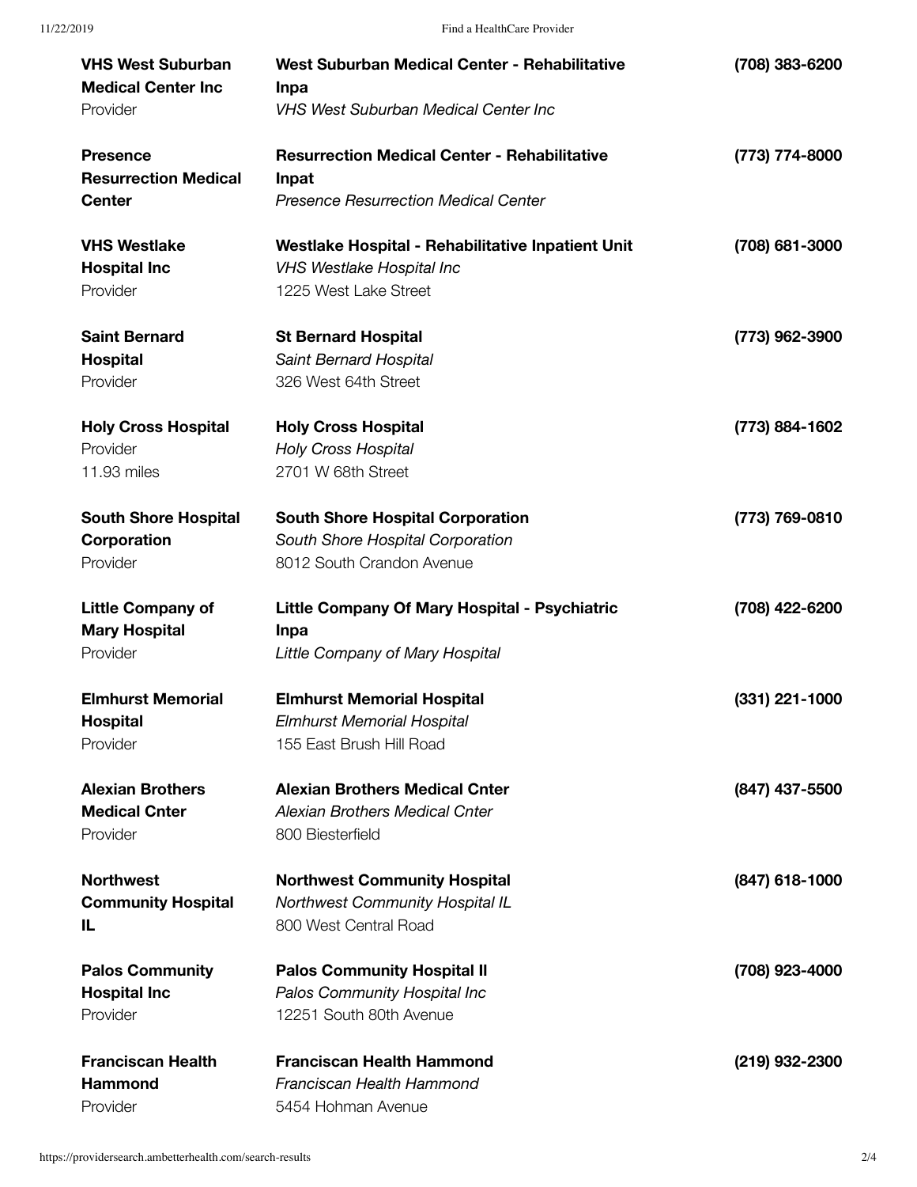| | | |
|---|---|---|
| **VHS West Suburban Medical Center Inc**<br>Provider | **West Suburban Medical Center - Rehabilitative Inpa**<br>*VHS West Suburban Medical Center Inc* | **(708) 383-6200** |
| **Presence Resurrection Medical Center** | **Resurrection Medical Center - Rehabilitative Inpat**<br>*Presence Resurrection Medical Center* | **(773) 774-8000** |
| **VHS Westlake Hospital Inc**<br>Provider | **Westlake Hospital - Rehabilitative Inpatient Unit**<br>*VHS Westlake Hospital Inc*<br>1225 West Lake Street | **(708) 681-3000** |
| **Saint Bernard Hospital**<br>Provider | **St Bernard Hospital**<br>*Saint Bernard Hospital*<br>326 West 64th Street | **(773) 962-3900** |
| **Holy Cross Hospital**<br>Provider<br>11.93 miles | **Holy Cross Hospital**<br>*Holy Cross Hospital*<br>2701 W 68th Street | **(773) 884-1602** |
| **South Shore Hospital Corporation**<br>Provider | **South Shore Hospital Corporation**<br>*South Shore Hospital Corporation*<br>8012 South Crandon Avenue | **(773) 769-0810** |
| **Little Company of Mary Hospital**<br>Provider | **Little Company Of Mary Hospital - Psychiatric Inpa**<br>*Little Company of Mary Hospital* | **(708) 422-6200** |
| **Elmhurst Memorial Hospital**<br>Provider | **Elmhurst Memorial Hospital**<br>*Elmhurst Memorial Hospital*<br>155 East Brush Hill Road | **(331) 221-1000** |
| **Alexian Brothers Medical Cnter**<br>Provider | **Alexian Brothers Medical Cnter**<br>*Alexian Brothers Medical Cnter*<br>800 Biesterfield | **(847) 437-5500** |
| **Northwest Community Hospital IL** | **Northwest Community Hospital**<br>*Northwest Community Hospital IL*<br>800 West Central Road | **(847) 618-1000** |
| **Palos Community Hospital Inc**<br>Provider | **Palos Community Hospital Il**<br>*Palos Community Hospital Inc*<br>12251 South 80th Avenue | **(708) 923-4000** |
| **Franciscan Health Hammond**<br>Provider | **Franciscan Health Hammond**<br>*Franciscan Health Hammond*<br>5454 Hohman Avenue | **(219) 932-2300** |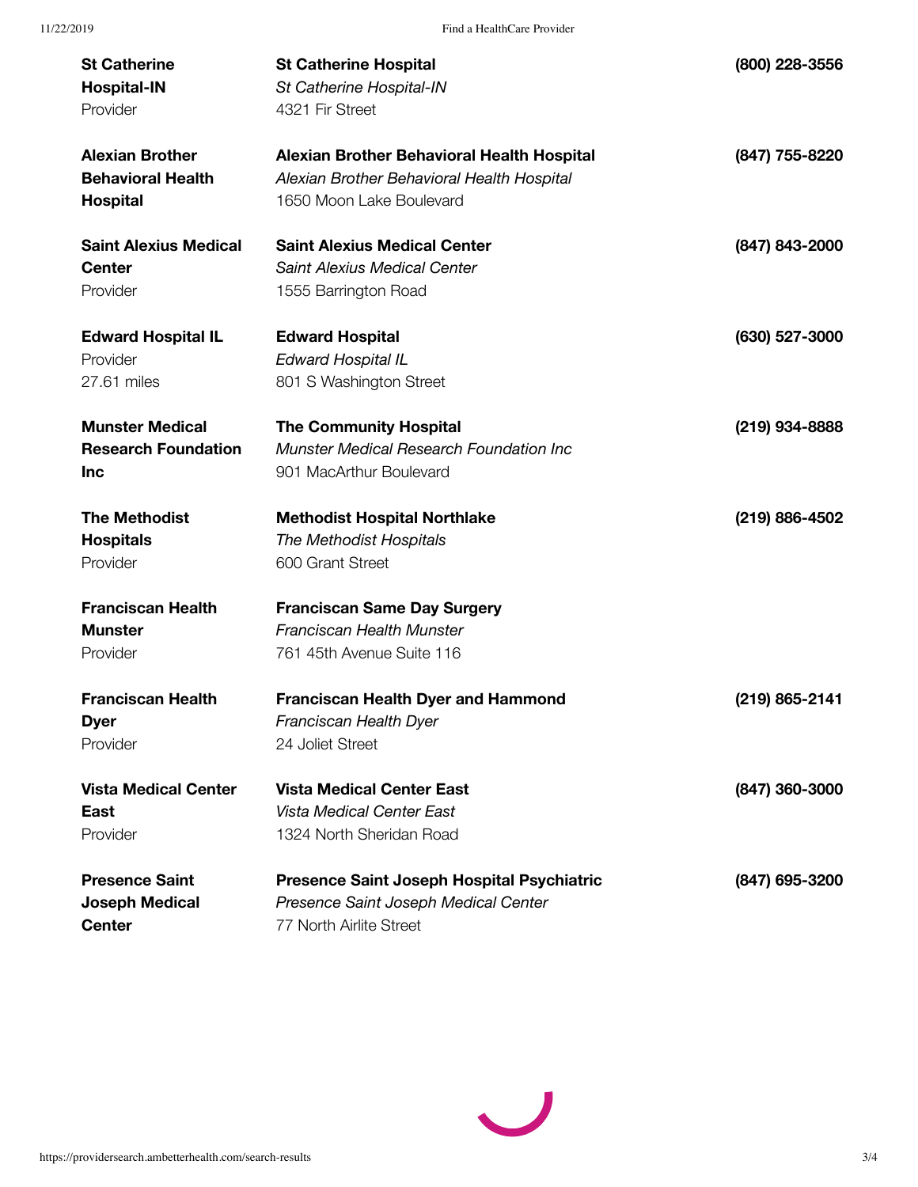| | | |
|---|---|---|
| **St Catherine Hospital-IN**<br>Provider | **St Catherine Hospital**<br>*St Catherine Hospital-IN*<br>4321 Fir Street | **(800) 228-3556** |
| **Alexian Brother Behavioral Health Hospital** | **Alexian Brother Behavioral Health Hospital**<br>*Alexian Brother Behavioral Health Hospital*<br>1650 Moon Lake Boulevard | **(847) 755-8220** |
| **Saint Alexius Medical Center**<br>Provider | **Saint Alexius Medical Center**<br>*Saint Alexius Medical Center*<br>1555 Barrington Road | **(847) 843-2000** |
| **Edward Hospital IL**<br>Provider<br>27.61 miles | **Edward Hospital**<br>*Edward Hospital IL*<br>801 S Washington Street | **(630) 527-3000** |
| **Munster Medical Research Foundation Inc** | **The Community Hospital**<br>*Munster Medical Research Foundation Inc*<br>901 MacArthur Boulevard | **(219) 934-8888** |
| **The Methodist Hospitals**<br>Provider | **Methodist Hospital Northlake**<br>*The Methodist Hospitals*<br>600 Grant Street | **(219) 886-4502** |
| **Franciscan Health Munster**<br>Provider | **Franciscan Same Day Surgery**<br>*Franciscan Health Munster*<br>761 45th Avenue Suite 116 | |
| **Franciscan Health Dyer**<br>Provider | **Franciscan Health Dyer and Hammond**<br>*Franciscan Health Dyer*<br>24 Joliet Street | **(219) 865-2141** |
| **Vista Medical Center East**<br>Provider | **Vista Medical Center East**<br>*Vista Medical Center East*<br>1324 North Sheridan Road | **(847) 360-3000** |
| **Presence Saint Joseph Medical Center** | **Presence Saint Joseph Hospital Psychiatric**<br>*Presence Saint Joseph Medical Center*<br>77 North Airlite Street | **(847) 695-3200** |